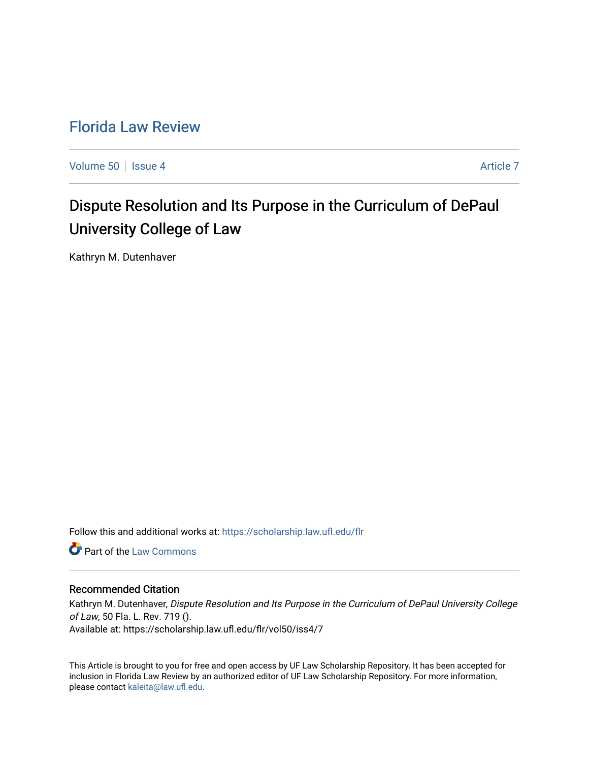# Florida Law Review

Volume 50 | Issue 4 | Article 7

## Dispute Resolution and Its Purpose in the Curriculum of DePaul University College of Law

Kathryn M. Dutenhaver

Follow this and additional works at: https://scholarship.law.ufl.edu/flr

Part of the Law Commons

### Recommended Citation

Kathryn M. Dutenhaver, *Dispute Resolution and Its Purpose in the Curriculum of DePaul University College of Law*, 50 Fla. L. Rev. 719 ().

Available at: https://scholarship.law.ufl.edu/flr/vol50/iss4/7

This Article is brought to you for free and open access by UF Law Scholarship Repository. It has been accepted for inclusion in Florida Law Review by an authorized editor of UF Law Scholarship Repository. For more information, please contact kaleita@law.ufl.edu.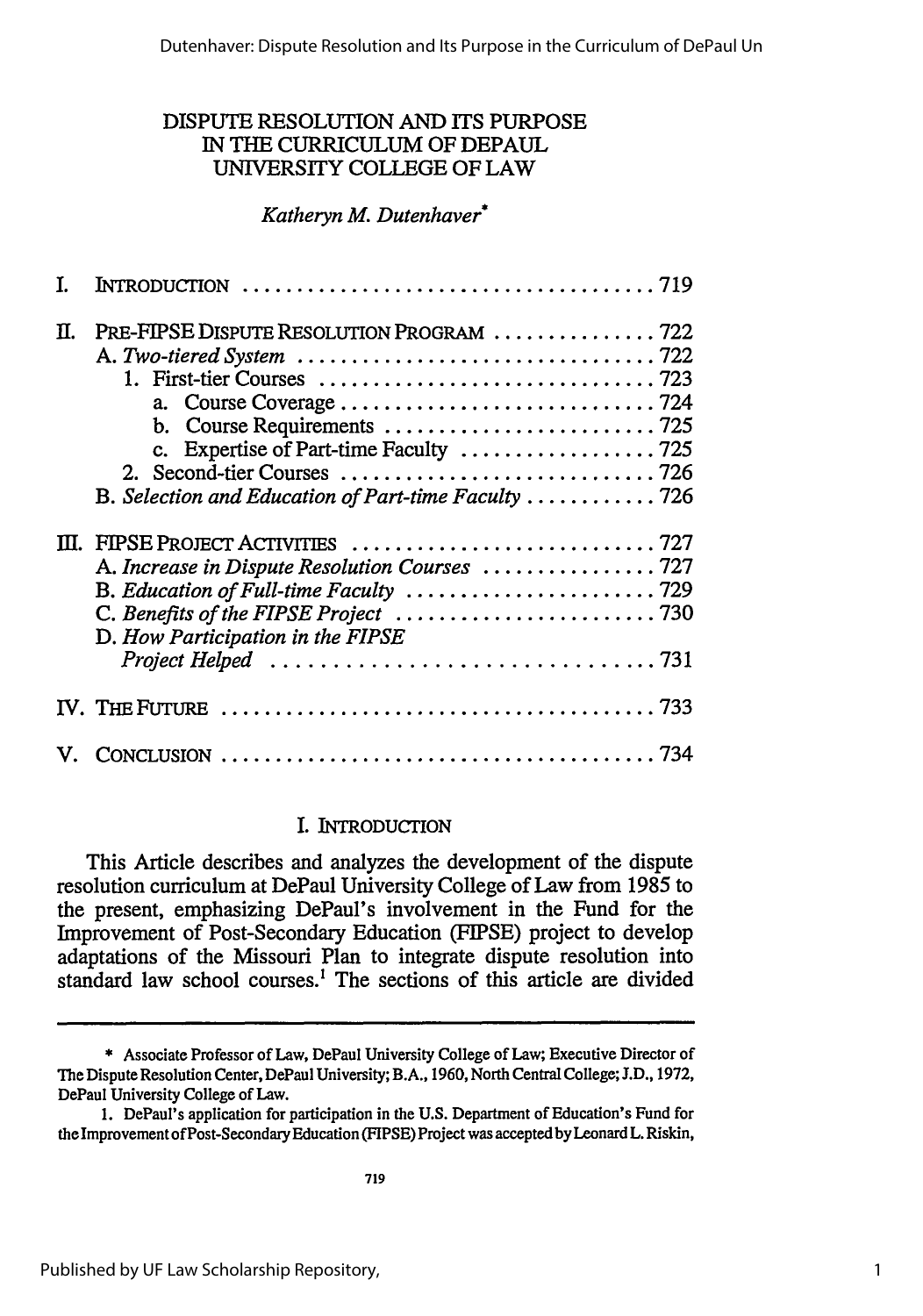# DISPUTE RESOLUTION AND ITS PURPOSE IN THE CURRICULUM OF DEPAUL UNIVERSITY COLLEGE OF LAW

*Katheryn M. Dutenhaver*\*

| | | |
|---|---|---|
| I. | INTRODUCTION | 719 |
| II. | PRE-FIPSE DISPUTE RESOLUTION PROGRAM | 722 |
| | A. *Two-tiered System* | 722 |
| | 1. First-tier Courses | 723 |
| | a. Course Coverage | 724 |
| | b. Course Requirements | 725 |
| | c. Expertise of Part-time Faculty | 725 |
| | 2. Second-tier Courses | 726 |
| | B. *Selection and Education of Part-time Faculty* | 726 |
| III. | FIPSE PROJECT ACTIVITIES | 727 |
| | A. *Increase in Dispute Resolution Courses* | 727 |
| | B. *Education of Full-time Faculty* | 729 |
| | C. *Benefits of the FIPSE Project* | 730 |
| | D. *How Participation in the FIPSE Project Helped* | 731 |
| IV. | THE FUTURE | 733 |
| V. | CONCLUSION | 734 |

## I. INTRODUCTION

This Article describes and analyzes the development of the dispute resolution curriculum at DePaul University College of Law from 1985 to the present, emphasizing DePaul's involvement in the Fund for the Improvement of Post-Secondary Education (FIPSE) project to develop adaptations of the Missouri Plan to integrate dispute resolution into standard law school courses.[1] The sections of this article are divided

---

\* Associate Professor of Law, DePaul University College of Law; Executive Director of The Dispute Resolution Center, DePaul University; B.A., 1960, North Central College; J.D., 1972, DePaul University College of Law.

1. DePaul's application for participation in the U.S. Department of Education's Fund for the Improvement of Post-Secondary Education (FIPSE) Project was accepted by Leonard L. Riskin,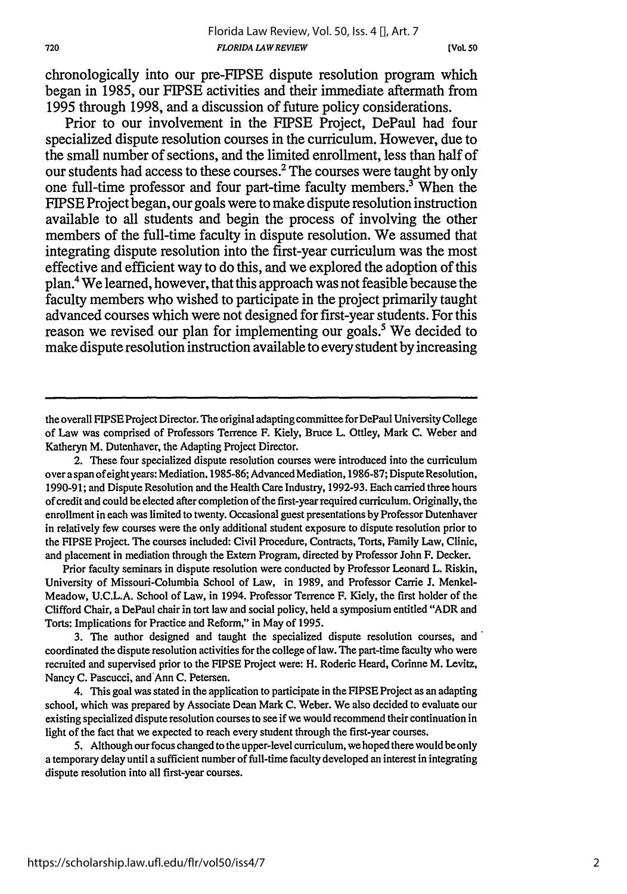chronologically into our pre-FIPSE dispute resolution program which began in 1985, our FIPSE activities and their immediate aftermath from 1995 through 1998, and a discussion of future policy considerations.

Prior to our involvement in the FIPSE Project, DePaul had four specialized dispute resolution courses in the curriculum. However, due to the small number of sections, and the limited enrollment, less than half of our students had access to these courses.[2] The courses were taught by only one full-time professor and four part-time faculty members.[3] When the FIPSE Project began, our goals were to make dispute resolution instruction available to all students and begin the process of involving the other members of the full-time faculty in dispute resolution. We assumed that integrating dispute resolution into the first-year curriculum was the most effective and efficient way to do this, and we explored the adoption of this plan.[4] We learned, however, that this approach was not feasible because the faculty members who wished to participate in the project primarily taught advanced courses which were not designed for first-year students. For this reason we revised our plan for implementing our goals.[5] We decided to make dispute resolution instruction available to every student by increasing

---

the overall FIPSE Project Director. The original adapting committee for DePaul University College of Law was comprised of Professors Terrence F. Kiely, Bruce L. Ottley, Mark C. Weber and Katheryn M. Dutenhaver, the Adapting Project Director.

2. These four specialized dispute resolution courses were introduced into the curriculum over a span of eight years: Mediation, 1985-86; Advanced Mediation, 1986-87; Dispute Resolution, 1990-91; and Dispute Resolution and the Health Care Industry, 1992-93. Each carried three hours of credit and could be elected after completion of the first-year required curriculum. Originally, the enrollment in each was limited to twenty. Occasional guest presentations by Professor Dutenhaver in relatively few courses were the only additional student exposure to dispute resolution prior to the FIPSE Project. The courses included: Civil Procedure, Contracts, Torts, Family Law, Clinic, and placement in mediation through the Extern Program, directed by Professor John F. Decker.

Prior faculty seminars in dispute resolution were conducted by Professor Leonard L. Riskin, University of Missouri-Columbia School of Law, in 1989, and Professor Carrie J. Menkel-Meadow, U.C.L.A. School of Law, in 1994. Professor Terrence F. Kiely, the first holder of the Clifford Chair, a DePaul chair in tort law and social policy, held a symposium entitled "ADR and Torts: Implications for Practice and Reform," in May of 1995.

3. The author designed and taught the specialized dispute resolution courses, and coordinated the dispute resolution activities for the college of law. The part-time faculty who were recruited and supervised prior to the FIPSE Project were: H. Roderic Heard, Corinne M. Levitz, Nancy C. Pascucci, and Ann C. Petersen.

4. This goal was stated in the application to participate in the FIPSE Project as an adapting school, which was prepared by Associate Dean Mark C. Weber. We also decided to evaluate our existing specialized dispute resolution courses to see if we would recommend their continuation in light of the fact that we expected to reach every student through the first-year courses.

5. Although our focus changed to the upper-level curriculum, we hoped there would be only a temporary delay until a sufficient number of full-time faculty developed an interest in integrating dispute resolution into all first-year courses.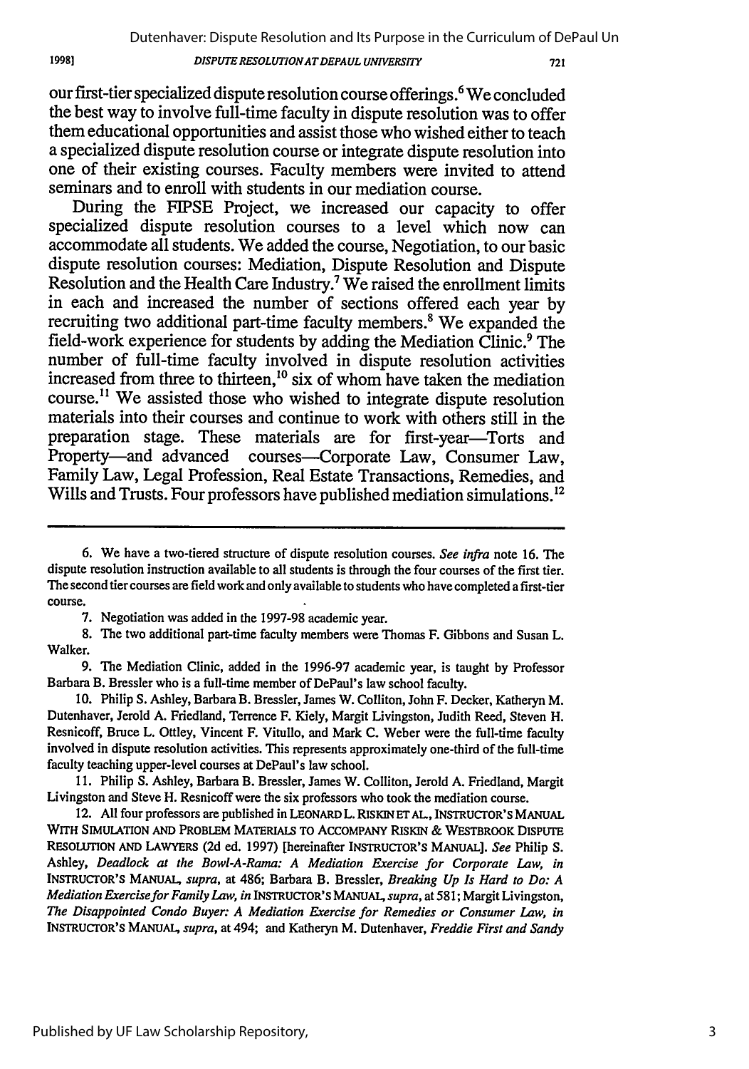our first-tier specialized dispute resolution course offerings.[6] We concluded the best way to involve full-time faculty in dispute resolution was to offer them educational opportunities and assist those who wished either to teach a specialized dispute resolution course or integrate dispute resolution into one of their existing courses. Faculty members were invited to attend seminars and to enroll with students in our mediation course.

During the FIPSE Project, we increased our capacity to offer specialized dispute resolution courses to a level which now can accommodate all students. We added the course, Negotiation, to our basic dispute resolution courses: Mediation, Dispute Resolution and Dispute Resolution and the Health Care Industry.[7] We raised the enrollment limits in each and increased the number of sections offered each year by recruiting two additional part-time faculty members.[8] We expanded the field-work experience for students by adding the Mediation Clinic.[9] The number of full-time faculty involved in dispute resolution activities increased from three to thirteen,[10] six of whom have taken the mediation course.[11] We assisted those who wished to integrate dispute resolution materials into their courses and continue to work with others still in the preparation stage. These materials are for first-year—Torts and Property—and advanced courses—Corporate Law, Consumer Law, Family Law, Legal Profession, Real Estate Transactions, Remedies, and Wills and Trusts. Four professors have published mediation simulations.[12]

---

6. We have a two-tiered structure of dispute resolution courses. *See infra* note 16. The dispute resolution instruction available to all students is through the four courses of the first tier. The second tier courses are field work and only available to students who have completed a first-tier course.

7. Negotiation was added in the 1997-98 academic year.

8. The two additional part-time faculty members were Thomas F. Gibbons and Susan L. Walker.

9. The Mediation Clinic, added in the 1996-97 academic year, is taught by Professor Barbara B. Bressler who is a full-time member of DePaul's law school faculty.

10. Philip S. Ashley, Barbara B. Bressler, James W. Colliton, John F. Decker, Katheryn M. Dutenhaver, Jerold A. Friedland, Terrence F. Kiely, Margit Livingston, Judith Reed, Steven H. Resnicoff, Bruce L. Ottley, Vincent F. Vitullo, and Mark C. Weber were the full-time faculty involved in dispute resolution activities. This represents approximately one-third of the full-time faculty teaching upper-level courses at DePaul's law school.

11. Philip S. Ashley, Barbara B. Bressler, James W. Colliton, Jerold A. Friedland, Margit Livingston and Steve H. Resnicoff were the six professors who took the mediation course.

12. All four professors are published in LEONARD L. RISKIN ET AL., INSTRUCTOR'S MANUAL WITH SIMULATION AND PROBLEM MATERIALS TO ACCOMPANY RISKIN & WESTBROOK DISPUTE RESOLUTION AND LAWYERS (2d ed. 1997) [hereinafter INSTRUCTOR'S MANUAL]. *See* Philip S. Ashley, *Deadlock at the Bowl-A-Rama: A Mediation Exercise for Corporate Law*, *in* INSTRUCTOR'S MANUAL, *supra*, at 486; Barbara B. Bressler, *Breaking Up Is Hard to Do: A Mediation Exercise for Family Law*, *in* INSTRUCTOR'S MANUAL, *supra*, at 581; Margit Livingston, *The Disappointed Condo Buyer: A Mediation Exercise for Remedies or Consumer Law*, *in* INSTRUCTOR'S MANUAL, *supra*, at 494; and Katheryn M. Dutenhaver, *Freddie First and Sandy*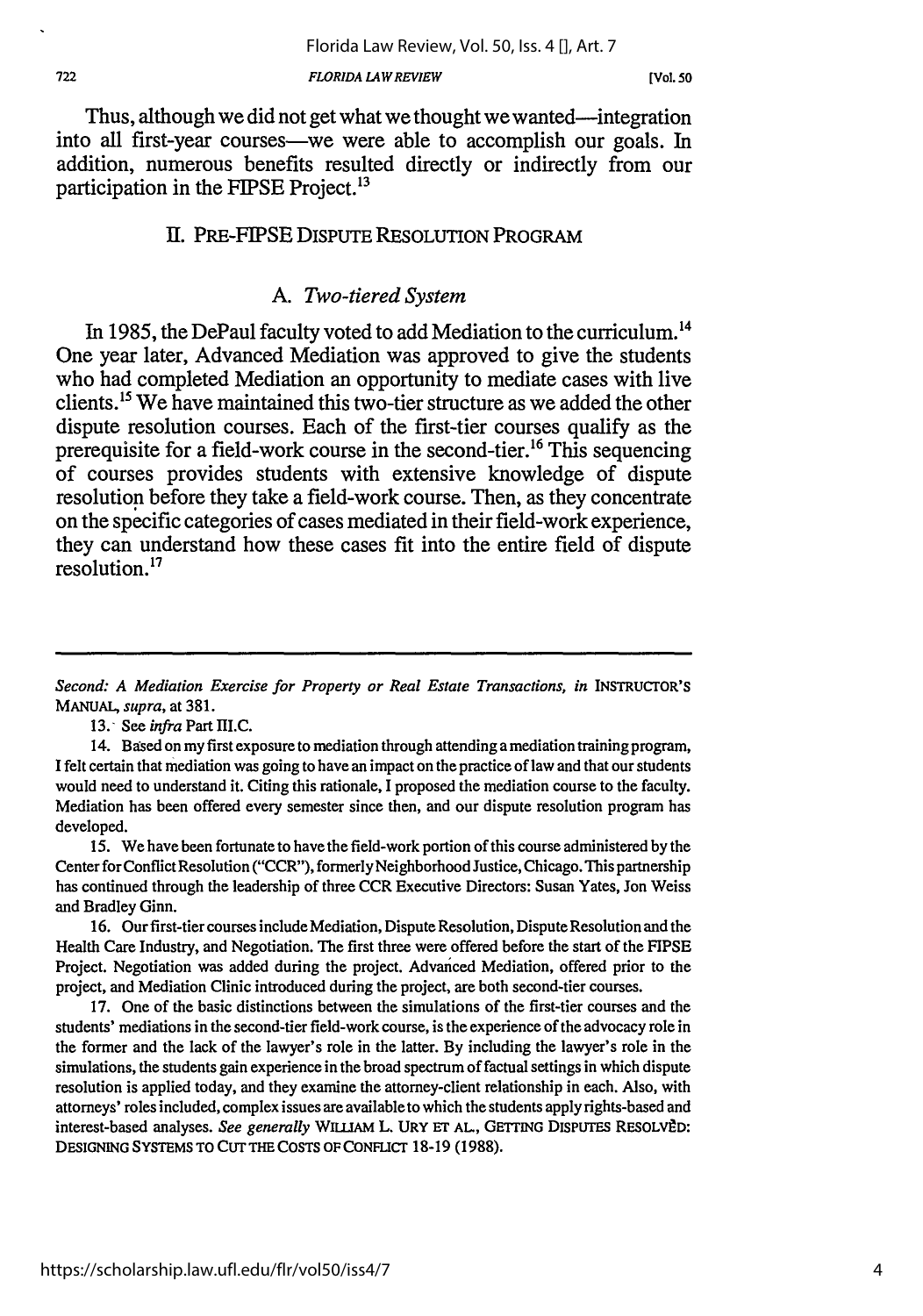Thus, although we did not get what we thought we wanted—integration into all first-year courses—we were able to accomplish our goals. In addition, numerous benefits resulted directly or indirectly from our participation in the FIPSE Project.[13]

## II. PRE-FIPSE DISPUTE RESOLUTION PROGRAM

### A. *Two-tiered System*

In 1985, the DePaul faculty voted to add Mediation to the curriculum.[14] One year later, Advanced Mediation was approved to give the students who had completed Mediation an opportunity to mediate cases with live clients.[15] We have maintained this two-tier structure as we added the other dispute resolution courses. Each of the first-tier courses qualify as the prerequisite for a field-work course in the second-tier.[16] This sequencing of courses provides students with extensive knowledge of dispute resolution before they take a field-work course. Then, as they concentrate on the specific categories of cases mediated in their field-work experience, they can understand how these cases fit into the entire field of dispute resolution.[17]

---

*Second: A Mediation Exercise for Property or Real Estate Transactions, in* INSTRUCTOR'S MANUAL, *supra*, at 381.

13. See *infra* Part III.C.

14. Based on my first exposure to mediation through attending a mediation training program, I felt certain that mediation was going to have an impact on the practice of law and that our students would need to understand it. Citing this rationale, I proposed the mediation course to the faculty. Mediation has been offered every semester since then, and our dispute resolution program has developed.

15. We have been fortunate to have the field-work portion of this course administered by the Center for Conflict Resolution ("CCR"), formerly Neighborhood Justice, Chicago. This partnership has continued through the leadership of three CCR Executive Directors: Susan Yates, Jon Weiss and Bradley Ginn.

16. Our first-tier courses include Mediation, Dispute Resolution, Dispute Resolution and the Health Care Industry, and Negotiation. The first three were offered before the start of the FIPSE Project. Negotiation was added during the project. Advanced Mediation, offered prior to the project, and Mediation Clinic introduced during the project, are both second-tier courses.

17. One of the basic distinctions between the simulations of the first-tier courses and the students' mediations in the second-tier field-work course, is the experience of the advocacy role in the former and the lack of the lawyer's role in the latter. By including the lawyer's role in the simulations, the students gain experience in the broad spectrum of factual settings in which dispute resolution is applied today, and they examine the attorney-client relationship in each. Also, with attorneys' roles included, complex issues are available to which the students apply rights-based and interest-based analyses. *See generally* WILLIAM L. URY ET AL., GETTING DISPUTES RESOLVED: DESIGNING SYSTEMS TO CUT THE COSTS OF CONFLICT 18-19 (1988).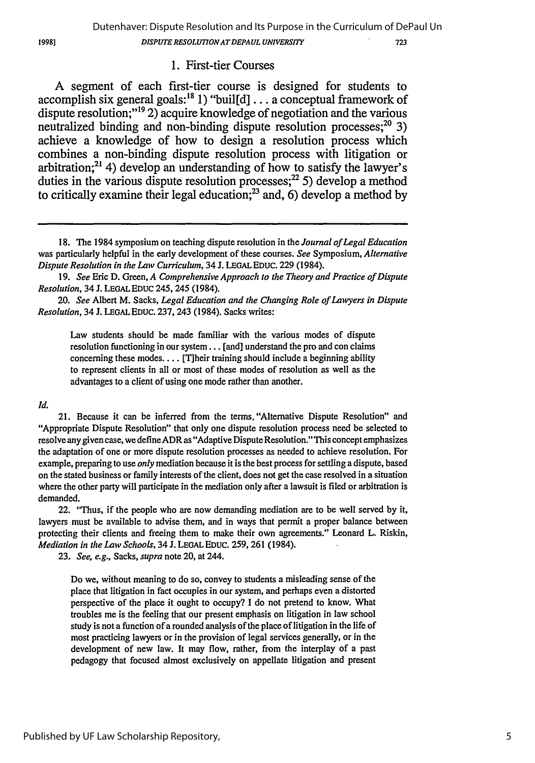### 1. First-tier Courses

A segment of each first-tier course is designed for students to accomplish six general goals:[18] 1) "buil[d] . . . a conceptual framework of dispute resolution;"[19] 2) acquire knowledge of negotiation and the various neutralized binding and non-binding dispute resolution processes;[20] 3) achieve a knowledge of how to design a resolution process which combines a non-binding dispute resolution process with litigation or arbitration;[21] 4) develop an understanding of how to satisfy the lawyer's duties in the various dispute resolution processes;[22] 5) develop a method to critically examine their legal education;[23] and, 6) develop a method by

---

18. The 1984 symposium on teaching dispute resolution in the *Journal of Legal Education* was particularly helpful in the early development of these courses. *See* Symposium, *Alternative Dispute Resolution in the Law Curriculum*, 34 J. LEGAL EDUC. 229 (1984).

19. *See* Eric D. Green, *A Comprehensive Approach to the Theory and Practice of Dispute Resolution*, 34 J. LEGAL EDUC 245, 245 (1984).

20. *See* Albert M. Sacks, *Legal Education and the Changing Role of Lawyers in Dispute Resolution*, 34 J. LEGAL EDUC. 237, 243 (1984). Sacks writes:

> Law students should be made familiar with the various modes of dispute resolution functioning in our system . . . [and] understand the pro and con claims concerning these modes. . . . [T]heir training should include a beginning ability to represent clients in all or most of these modes of resolution as well as the advantages to a client of using one mode rather than another.

*Id.*

21. Because it can be inferred from the terms, "Alternative Dispute Resolution" and "Appropriate Dispute Resolution" that only one dispute resolution process need be selected to resolve any given case, we define ADR as "Adaptive Dispute Resolution." This concept emphasizes the adaptation of one or more dispute resolution processes as needed to achieve resolution. For example, preparing to use *only* mediation because it is the best process for settling a dispute, based on the stated business or family interests of the client, does not get the case resolved in a situation where the other party will participate in the mediation only after a lawsuit is filed or arbitration is demanded.

22. "Thus, if the people who are now demanding mediation are to be well served by it, lawyers must be available to advise them, and in ways that permit a proper balance between protecting their clients and freeing them to make their own agreements." Leonard L. Riskin, *Mediation in the Law Schools*, 34 J. LEGAL EDUC. 259, 261 (1984).

23. *See, e.g.*, Sacks, *supra* note 20, at 244.

> Do we, without meaning to do so, convey to students a misleading sense of the place that litigation in fact occupies in our system, and perhaps even a distorted perspective of the place it ought to occupy? I do not pretend to know. What troubles me is the feeling that our present emphasis on litigation in law school study is not a function of a rounded analysis of the place of litigation in the life of most practicing lawyers or in the provision of legal services generally, or in the development of new law. It may flow, rather, from the interplay of a past pedagogy that focused almost exclusively on appellate litigation and present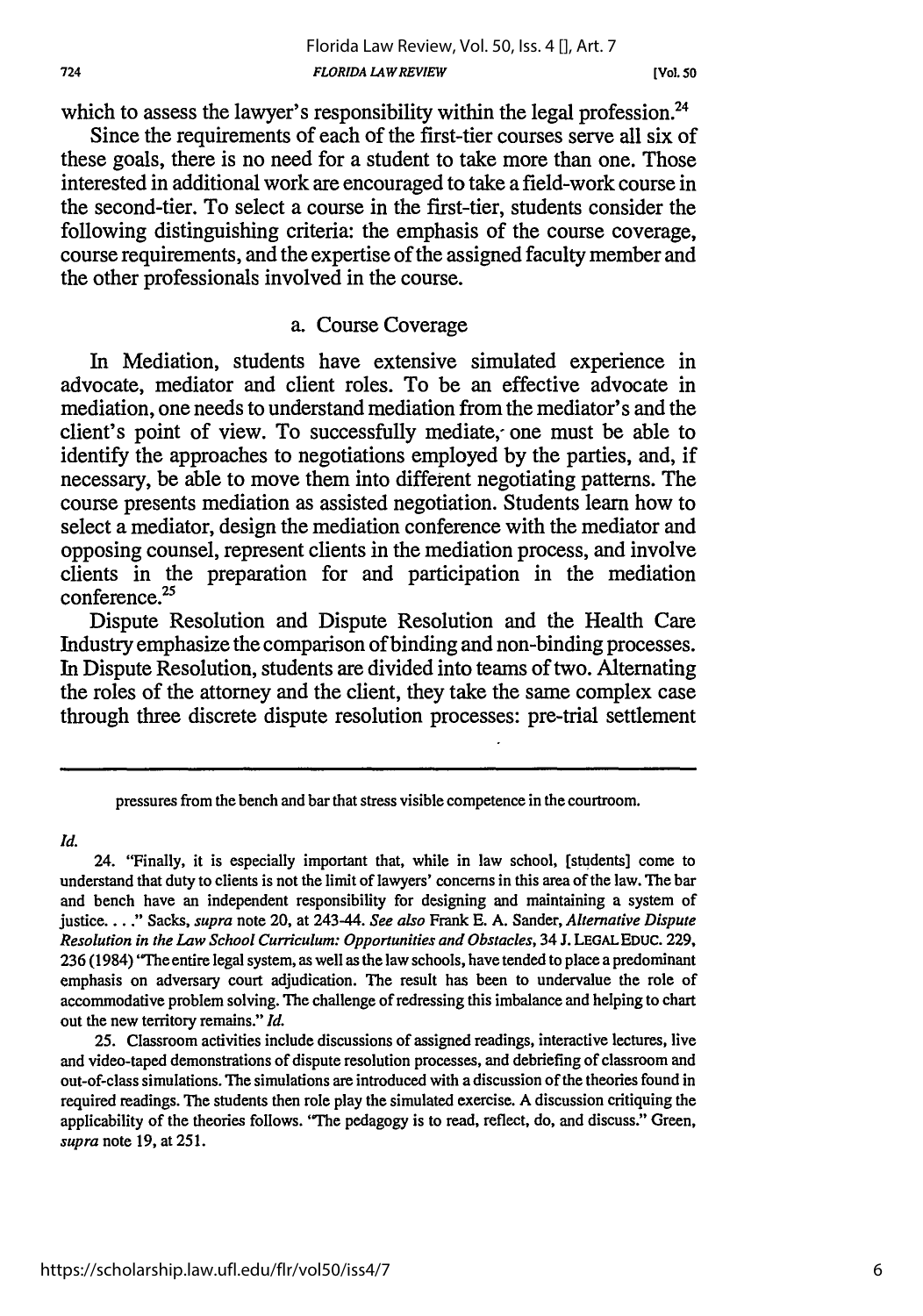which to assess the lawyer's responsibility within the legal profession.[24]

Since the requirements of each of the first-tier courses serve all six of these goals, there is no need for a student to take more than one. Those interested in additional work are encouraged to take a field-work course in the second-tier. To select a course in the first-tier, students consider the following distinguishing criteria: the emphasis of the course coverage, course requirements, and the expertise of the assigned faculty member and the other professionals involved in the course.

### a. Course Coverage

In Mediation, students have extensive simulated experience in advocate, mediator and client roles. To be an effective advocate in mediation, one needs to understand mediation from the mediator's and the client's point of view. To successfully mediate, one must be able to identify the approaches to negotiations employed by the parties, and, if necessary, be able to move them into different negotiating patterns. The course presents mediation as assisted negotiation. Students learn how to select a mediator, design the mediation conference with the mediator and opposing counsel, represent clients in the mediation process, and involve clients in the preparation for and participation in the mediation conference.[25]

Dispute Resolution and Dispute Resolution and the Health Care Industry emphasize the comparison of binding and non-binding processes. In Dispute Resolution, students are divided into teams of two. Alternating the roles of the attorney and the client, they take the same complex case through three discrete dispute resolution processes: pre-trial settlement

---

pressures from the bench and bar that stress visible competence in the courtroom.

*Id.*

24. "Finally, it is especially important that, while in law school, [students] come to understand that duty to clients is not the limit of lawyers' concerns in this area of the law. The bar and bench have an independent responsibility for designing and maintaining a system of justice. . . ." Sacks, *supra* note 20, at 243-44. *See also* Frank E. A. Sander, *Alternative Dispute Resolution in the Law School Curriculum: Opportunities and Obstacles*, 34 J. LEGAL EDUC. 229, 236 (1984) "The entire legal system, as well as the law schools, have tended to place a predominant emphasis on adversary court adjudication. The result has been to undervalue the role of accommodative problem solving. The challenge of redressing this imbalance and helping to chart out the new territory remains." *Id.*

25. Classroom activities include discussions of assigned readings, interactive lectures, live and video-taped demonstrations of dispute resolution processes, and debriefing of classroom and out-of-class simulations. The simulations are introduced with a discussion of the theories found in required readings. The students then role play the simulated exercise. A discussion critiquing the applicability of the theories follows. "The pedagogy is to read, reflect, do, and discuss." Green, *supra* note 19, at 251.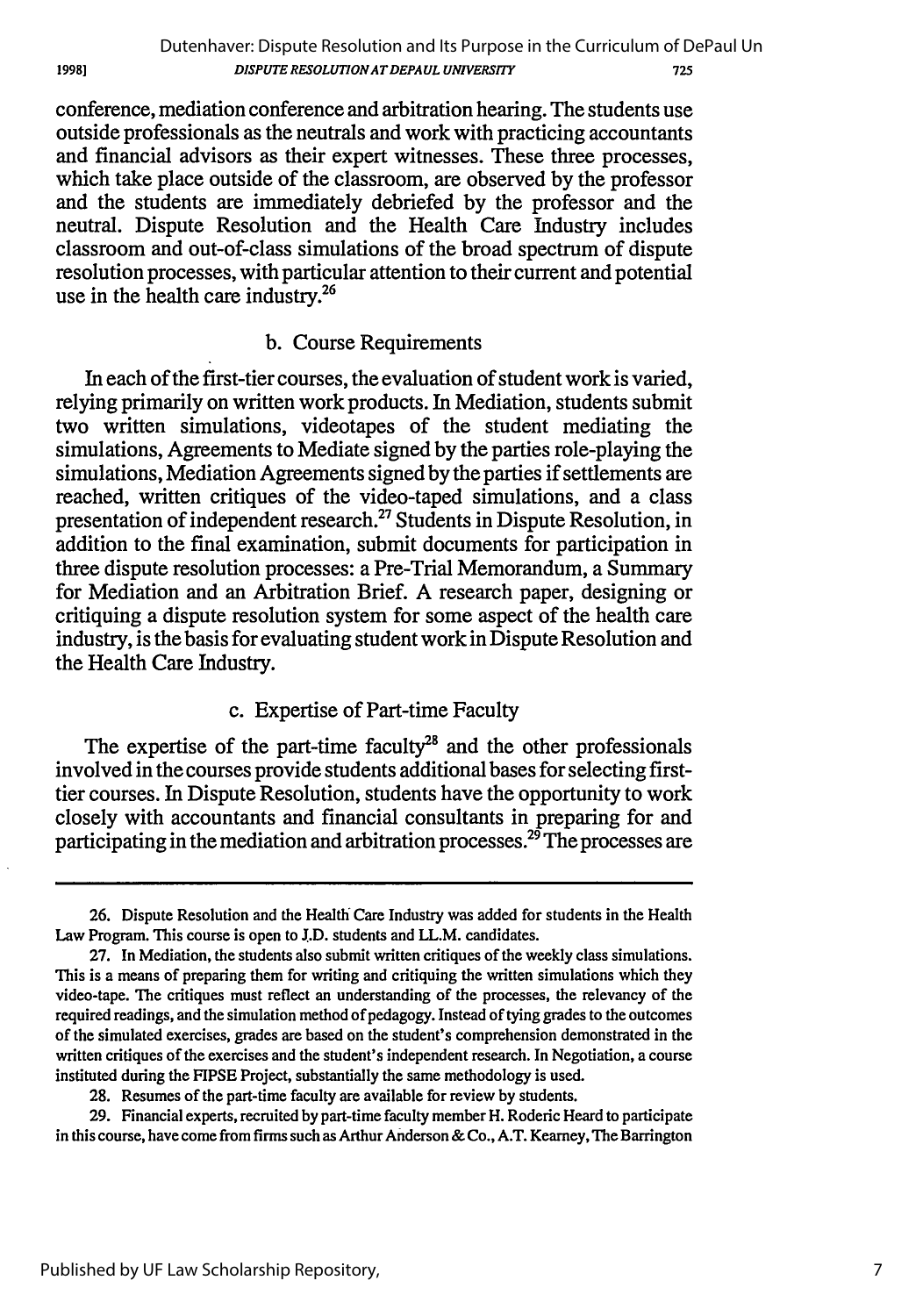conference, mediation conference and arbitration hearing. The students use outside professionals as the neutrals and work with practicing accountants and financial advisors as their expert witnesses. These three processes, which take place outside of the classroom, are observed by the professor and the students are immediately debriefed by the professor and the neutral. Dispute Resolution and the Health Care Industry includes classroom and out-of-class simulations of the broad spectrum of dispute resolution processes, with particular attention to their current and potential use in the health care industry.[26]

### b. Course Requirements

In each of the first-tier courses, the evaluation of student work is varied, relying primarily on written work products. In Mediation, students submit two written simulations, videotapes of the student mediating the simulations, Agreements to Mediate signed by the parties role-playing the simulations, Mediation Agreements signed by the parties if settlements are reached, written critiques of the video-taped simulations, and a class presentation of independent research.[27] Students in Dispute Resolution, in addition to the final examination, submit documents for participation in three dispute resolution processes: a Pre-Trial Memorandum, a Summary for Mediation and an Arbitration Brief. A research paper, designing or critiquing a dispute resolution system for some aspect of the health care industry, is the basis for evaluating student work in Dispute Resolution and the Health Care Industry.

### c. Expertise of Part-time Faculty

The expertise of the part-time faculty[28] and the other professionals involved in the courses provide students additional bases for selecting first-tier courses. In Dispute Resolution, students have the opportunity to work closely with accountants and financial consultants in preparing for and participating in the mediation and arbitration processes.[29] The processes are

---

26. Dispute Resolution and the Health Care Industry was added for students in the Health Law Program. This course is open to J.D. students and LL.M. candidates.

27. In Mediation, the students also submit written critiques of the weekly class simulations. This is a means of preparing them for writing and critiquing the written simulations which they video-tape. The critiques must reflect an understanding of the processes, the relevancy of the required readings, and the simulation method of pedagogy. Instead of tying grades to the outcomes of the simulated exercises, grades are based on the student's comprehension demonstrated in the written critiques of the exercises and the student's independent research. In Negotiation, a course instituted during the FIPSE Project, substantially the same methodology is used.

28. Resumes of the part-time faculty are available for review by students.

29. Financial experts, recruited by part-time faculty member H. Roderic Heard to participate in this course, have come from firms such as Arthur Anderson & Co., A.T. Kearney, The Barrington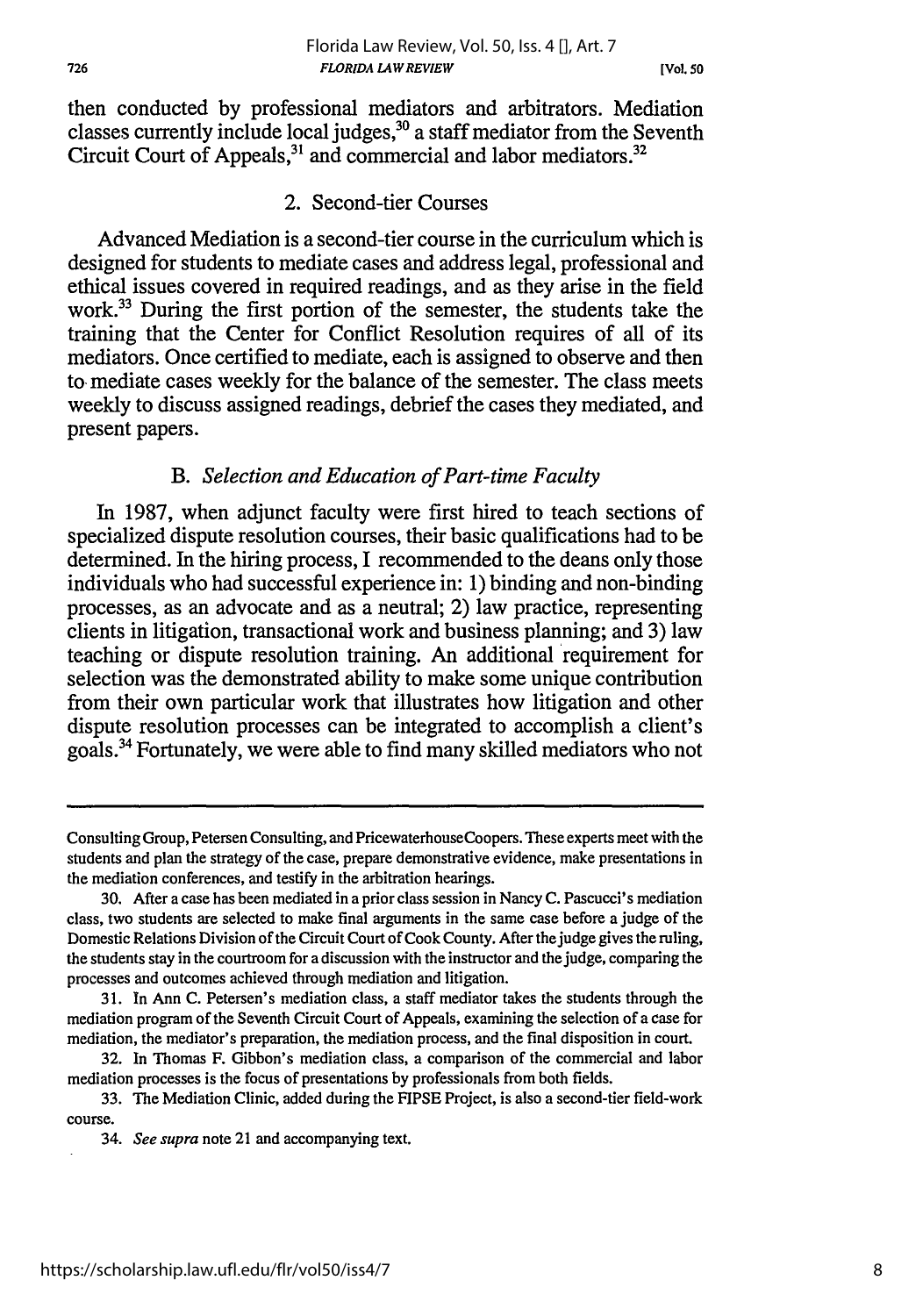then conducted by professional mediators and arbitrators. Mediation classes currently include local judges,[30] a staff mediator from the Seventh Circuit Court of Appeals,[31] and commercial and labor mediators.[32]

### 2. Second-tier Courses

Advanced Mediation is a second-tier course in the curriculum which is designed for students to mediate cases and address legal, professional and ethical issues covered in required readings, and as they arise in the field work.[33] During the first portion of the semester, the students take the training that the Center for Conflict Resolution requires of all of its mediators. Once certified to mediate, each is assigned to observe and then to mediate cases weekly for the balance of the semester. The class meets weekly to discuss assigned readings, debrief the cases they mediated, and present papers.

## B. *Selection and Education of Part-time Faculty*

In 1987, when adjunct faculty were first hired to teach sections of specialized dispute resolution courses, their basic qualifications had to be determined. In the hiring process, I recommended to the deans only those individuals who had successful experience in: 1) binding and non-binding processes, as an advocate and as a neutral; 2) law practice, representing clients in litigation, transactional work and business planning; and 3) law teaching or dispute resolution training. An additional requirement for selection was the demonstrated ability to make some unique contribution from their own particular work that illustrates how litigation and other dispute resolution processes can be integrated to accomplish a client's goals.[34] Fortunately, we were able to find many skilled mediators who not

---

Consulting Group, Petersen Consulting, and PricewaterhouseCoopers. These experts meet with the students and plan the strategy of the case, prepare demonstrative evidence, make presentations in the mediation conferences, and testify in the arbitration hearings.

30. After a case has been mediated in a prior class session in Nancy C. Pascucci's mediation class, two students are selected to make final arguments in the same case before a judge of the Domestic Relations Division of the Circuit Court of Cook County. After the judge gives the ruling, the students stay in the courtroom for a discussion with the instructor and the judge, comparing the processes and outcomes achieved through mediation and litigation.

31. In Ann C. Petersen's mediation class, a staff mediator takes the students through the mediation program of the Seventh Circuit Court of Appeals, examining the selection of a case for mediation, the mediator's preparation, the mediation process, and the final disposition in court.

32. In Thomas F. Gibbon's mediation class, a comparison of the commercial and labor mediation processes is the focus of presentations by professionals from both fields.

33. The Mediation Clinic, added during the FIPSE Project, is also a second-tier field-work course.

34. *See supra* note 21 and accompanying text.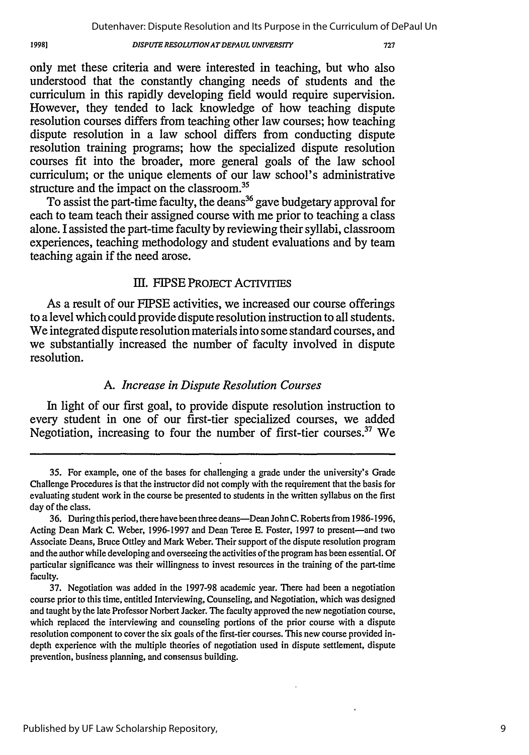only met these criteria and were interested in teaching, but who also understood that the constantly changing needs of students and the curriculum in this rapidly developing field would require supervision. However, they tended to lack knowledge of how teaching dispute resolution courses differs from teaching other law courses; how teaching dispute resolution in a law school differs from conducting dispute resolution training programs; how the specialized dispute resolution courses fit into the broader, more general goals of the law school curriculum; or the unique elements of our law school's administrative structure and the impact on the classroom.[35]

To assist the part-time faculty, the deans[36] gave budgetary approval for each to team teach their assigned course with me prior to teaching a class alone. I assisted the part-time faculty by reviewing their syllabi, classroom experiences, teaching methodology and student evaluations and by team teaching again if the need arose.

## III. FIPSE PROJECT ACTIVITIES

As a result of our FIPSE activities, we increased our course offerings to a level which could provide dispute resolution instruction to all students. We integrated dispute resolution materials into some standard courses, and we substantially increased the number of faculty involved in dispute resolution.

### A. *Increase in Dispute Resolution Courses*

In light of our first goal, to provide dispute resolution instruction to every student in one of our first-tier specialized courses, we added Negotiation, increasing to four the number of first-tier courses.[37] We

---

35. For example, one of the bases for challenging a grade under the university's Grade Challenge Procedures is that the instructor did not comply with the requirement that the basis for evaluating student work in the course be presented to students in the written syllabus on the first day of the class.

36. During this period, there have been three deans—Dean John C. Roberts from 1986-1996, Acting Dean Mark C. Weber, 1996-1997 and Dean Teree E. Foster, 1997 to present—and two Associate Deans, Bruce Ottley and Mark Weber. Their support of the dispute resolution program and the author while developing and overseeing the activities of the program has been essential. Of particular significance was their willingness to invest resources in the training of the part-time faculty.

37. Negotiation was added in the 1997-98 academic year. There had been a negotiation course prior to this time, entitled Interviewing, Counseling, and Negotiation, which was designed and taught by the late Professor Norbert Jacker. The faculty approved the new negotiation course, which replaced the interviewing and counseling portions of the prior course with a dispute resolution component to cover the six goals of the first-tier courses. This new course provided in-depth experience with the multiple theories of negotiation used in dispute settlement, dispute prevention, business planning, and consensus building.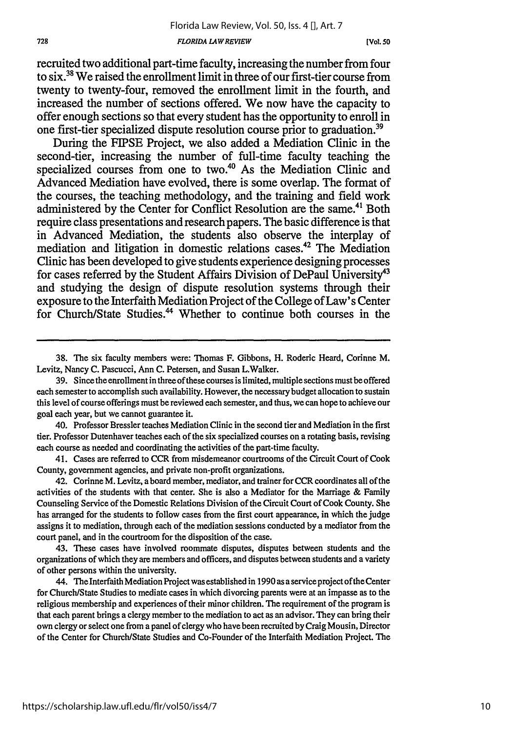recruited two additional part-time faculty, increasing the number from four to six.[38] We raised the enrollment limit in three of our first-tier course from twenty to twenty-four, removed the enrollment limit in the fourth, and increased the number of sections offered. We now have the capacity to offer enough sections so that every student has the opportunity to enroll in one first-tier specialized dispute resolution course prior to graduation.[39]

During the FIPSE Project, we also added a Mediation Clinic in the second-tier, increasing the number of full-time faculty teaching the specialized courses from one to two.[40] As the Mediation Clinic and Advanced Mediation have evolved, there is some overlap. The format of the courses, the teaching methodology, and the training and field work administered by the Center for Conflict Resolution are the same.[41] Both require class presentations and research papers. The basic difference is that in Advanced Mediation, the students also observe the interplay of mediation and litigation in domestic relations cases.[42] The Mediation Clinic has been developed to give students experience designing processes for cases referred by the Student Affairs Division of DePaul University[43] and studying the design of dispute resolution systems through their exposure to the Interfaith Mediation Project of the College of Law's Center for Church/State Studies.[44] Whether to continue both courses in the

---

38. The six faculty members were: Thomas F. Gibbons, H. Roderic Heard, Corinne M. Levitz, Nancy C. Pascucci, Ann C. Petersen, and Susan L.Walker.

39. Since the enrollment in three of these courses is limited, multiple sections must be offered each semester to accomplish such availability. However, the necessary budget allocation to sustain this level of course offerings must be reviewed each semester, and thus, we can hope to achieve our goal each year, but we cannot guarantee it.

40. Professor Bressler teaches Mediation Clinic in the second tier and Mediation in the first tier. Professor Dutenhaver teaches each of the six specialized courses on a rotating basis, revising each course as needed and coordinating the activities of the part-time faculty.

41. Cases are referred to CCR from misdemeanor courtrooms of the Circuit Court of Cook County, government agencies, and private non-profit organizations.

42. Corinne M. Levitz, a board member, mediator, and trainer for CCR coordinates all of the activities of the students with that center. She is also a Mediator for the Marriage & Family Counseling Service of the Domestic Relations Division of the Circuit Court of Cook County. She has arranged for the students to follow cases from the first court appearance, in which the judge assigns it to mediation, through each of the mediation sessions conducted by a mediator from the court panel, and in the courtroom for the disposition of the case.

43. These cases have involved roommate disputes, disputes between students and the organizations of which they are members and officers, and disputes between students and a variety of other persons within the university.

44. The Interfaith Mediation Project was established in 1990 as a service project of the Center for Church/State Studies to mediate cases in which divorcing parents were at an impasse as to the religious membership and experiences of their minor children. The requirement of the program is that each parent brings a clergy member to the mediation to act as an advisor. They can bring their own clergy or select one from a panel of clergy who have been recruited by Craig Mousin, Director of the Center for Church/State Studies and Co-Founder of the Interfaith Mediation Project. The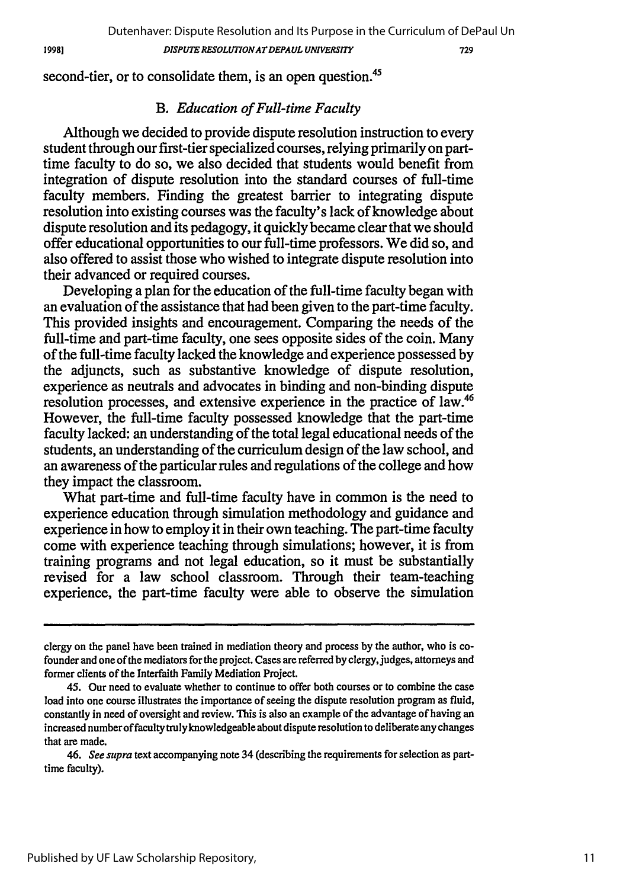second-tier, or to consolidate them, is an open question.[45]

### B. *Education of Full-time Faculty*

Although we decided to provide dispute resolution instruction to every student through our first-tier specialized courses, relying primarily on part-time faculty to do so, we also decided that students would benefit from integration of dispute resolution into the standard courses of full-time faculty members. Finding the greatest barrier to integrating dispute resolution into existing courses was the faculty's lack of knowledge about dispute resolution and its pedagogy, it quickly became clear that we should offer educational opportunities to our full-time professors. We did so, and also offered to assist those who wished to integrate dispute resolution into their advanced or required courses.

Developing a plan for the education of the full-time faculty began with an evaluation of the assistance that had been given to the part-time faculty. This provided insights and encouragement. Comparing the needs of the full-time and part-time faculty, one sees opposite sides of the coin. Many of the full-time faculty lacked the knowledge and experience possessed by the adjuncts, such as substantive knowledge of dispute resolution, experience as neutrals and advocates in binding and non-binding dispute resolution processes, and extensive experience in the practice of law.[46] However, the full-time faculty possessed knowledge that the part-time faculty lacked: an understanding of the total legal educational needs of the students, an understanding of the curriculum design of the law school, and an awareness of the particular rules and regulations of the college and how they impact the classroom.

What part-time and full-time faculty have in common is the need to experience education through simulation methodology and guidance and experience in how to employ it in their own teaching. The part-time faculty come with experience teaching through simulations; however, it is from training programs and not legal education, so it must be substantially revised for a law school classroom. Through their team-teaching experience, the part-time faculty were able to observe the simulation

---

clergy on the panel have been trained in mediation theory and process by the author, who is co-founder and one of the mediators for the project. Cases are referred by clergy, judges, attorneys and former clients of the Interfaith Family Mediation Project.

45. Our need to evaluate whether to continue to offer both courses or to combine the case load into one course illustrates the importance of seeing the dispute resolution program as fluid, constantly in need of oversight and review. This is also an example of the advantage of having an increased number of faculty truly knowledgeable about dispute resolution to deliberate any changes that are made.

46. *See supra* text accompanying note 34 (describing the requirements for selection as part-time faculty).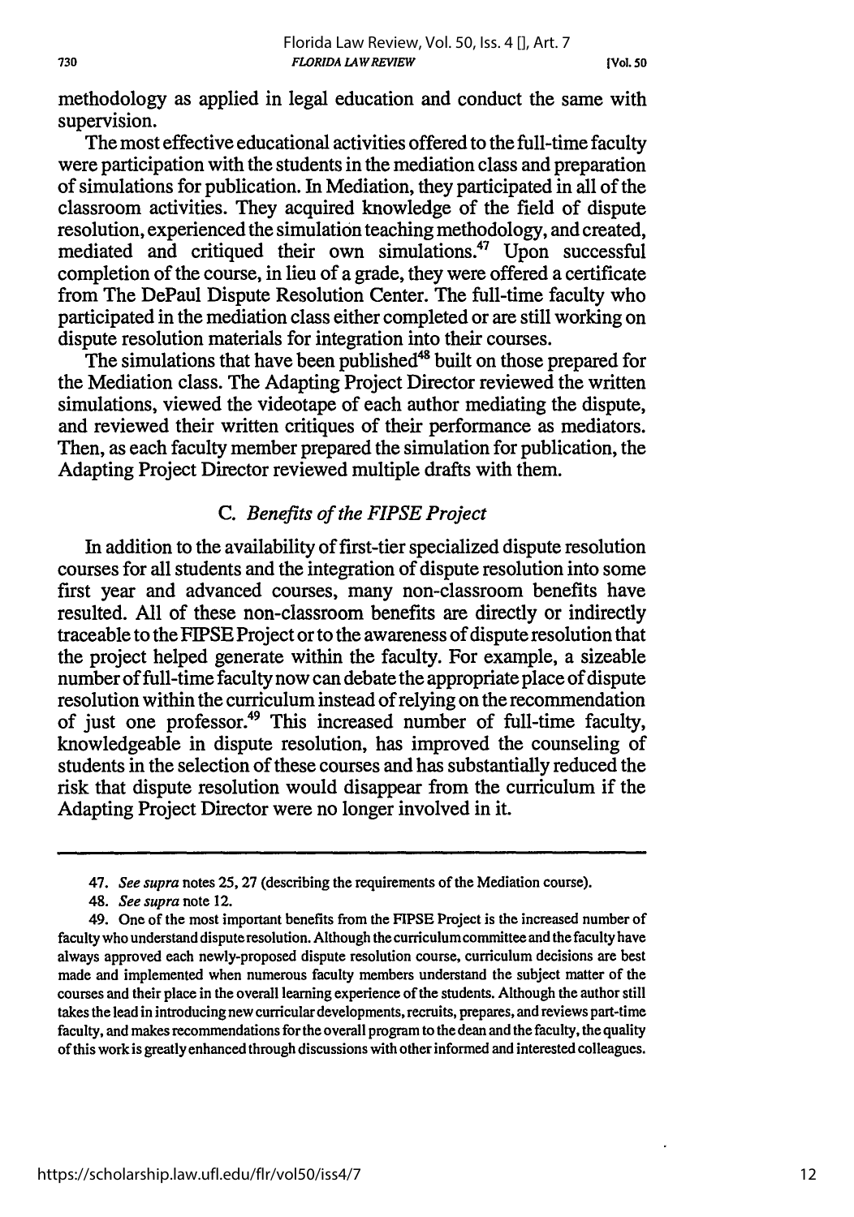methodology as applied in legal education and conduct the same with supervision.

The most effective educational activities offered to the full-time faculty were participation with the students in the mediation class and preparation of simulations for publication. In Mediation, they participated in all of the classroom activities. They acquired knowledge of the field of dispute resolution, experienced the simulation teaching methodology, and created, mediated and critiqued their own simulations.[47] Upon successful completion of the course, in lieu of a grade, they were offered a certificate from The DePaul Dispute Resolution Center. The full-time faculty who participated in the mediation class either completed or are still working on dispute resolution materials for integration into their courses.

The simulations that have been published[48] built on those prepared for the Mediation class. The Adapting Project Director reviewed the written simulations, viewed the videotape of each author mediating the dispute, and reviewed their written critiques of their performance as mediators. Then, as each faculty member prepared the simulation for publication, the Adapting Project Director reviewed multiple drafts with them.

### C. *Benefits of the FIPSE Project*

In addition to the availability of first-tier specialized dispute resolution courses for all students and the integration of dispute resolution into some first year and advanced courses, many non-classroom benefits have resulted. All of these non-classroom benefits are directly or indirectly traceable to the FIPSE Project or to the awareness of dispute resolution that the project helped generate within the faculty. For example, a sizeable number of full-time faculty now can debate the appropriate place of dispute resolution within the curriculum instead of relying on the recommendation of just one professor.[49] This increased number of full-time faculty, knowledgeable in dispute resolution, has improved the counseling of students in the selection of these courses and has substantially reduced the risk that dispute resolution would disappear from the curriculum if the Adapting Project Director were no longer involved in it.

---

47. *See supra* notes 25, 27 (describing the requirements of the Mediation course).

48. *See supra* note 12.

49. One of the most important benefits from the FIPSE Project is the increased number of faculty who understand dispute resolution. Although the curriculum committee and the faculty have always approved each newly-proposed dispute resolution course, curriculum decisions are best made and implemented when numerous faculty members understand the subject matter of the courses and their place in the overall learning experience of the students. Although the author still takes the lead in introducing new curricular developments, recruits, prepares, and reviews part-time faculty, and makes recommendations for the overall program to the dean and the faculty, the quality of this work is greatly enhanced through discussions with other informed and interested colleagues.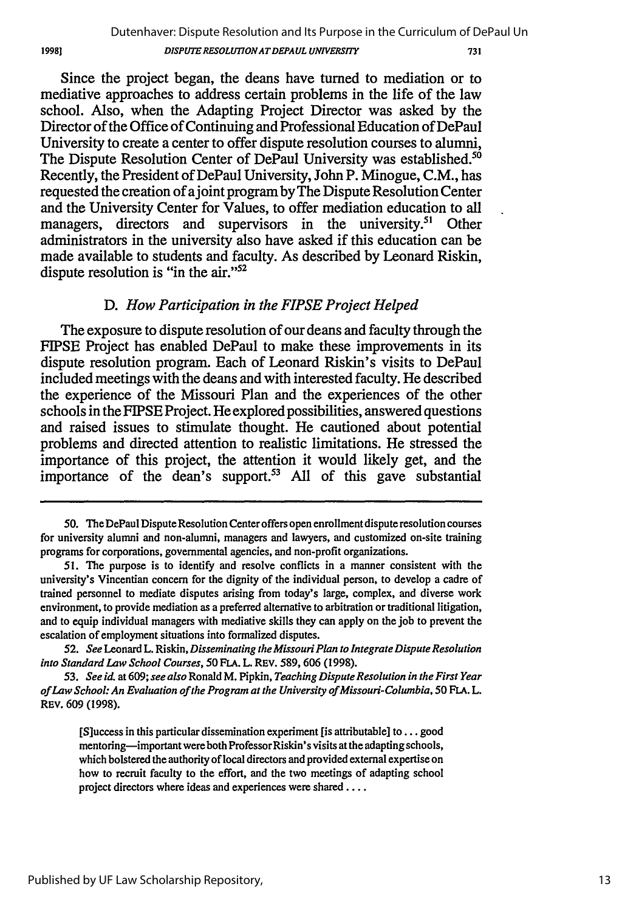Since the project began, the deans have turned to mediation or to mediative approaches to address certain problems in the life of the law school. Also, when the Adapting Project Director was asked by the Director of the Office of Continuing and Professional Education of DePaul University to create a center to offer dispute resolution courses to alumni, The Dispute Resolution Center of DePaul University was established.[50] Recently, the President of DePaul University, John P. Minogue, C.M., has requested the creation of a joint program by The Dispute Resolution Center and the University Center for Values, to offer mediation education to all managers, directors and supervisors in the university.[51] Other administrators in the university also have asked if this education can be made available to students and faculty. As described by Leonard Riskin, dispute resolution is "in the air."[52]

### D. *How Participation in the FIPSE Project Helped*

The exposure to dispute resolution of our deans and faculty through the FIPSE Project has enabled DePaul to make these improvements in its dispute resolution program. Each of Leonard Riskin's visits to DePaul included meetings with the deans and with interested faculty. He described the experience of the Missouri Plan and the experiences of the other schools in the FIPSE Project. He explored possibilities, answered questions and raised issues to stimulate thought. He cautioned about potential problems and directed attention to realistic limitations. He stressed the importance of this project, the attention it would likely get, and the importance of the dean's support.[53] All of this gave substantial

---

50. The DePaul Dispute Resolution Center offers open enrollment dispute resolution courses for university alumni and non-alumni, managers and lawyers, and customized on-site training programs for corporations, governmental agencies, and non-profit organizations.

51. The purpose is to identify and resolve conflicts in a manner consistent with the university's Vincentian concern for the dignity of the individual person, to develop a cadre of trained personnel to mediate disputes arising from today's large, complex, and diverse work environment, to provide mediation as a preferred alternative to arbitration or traditional litigation, and to equip individual managers with mediative skills they can apply on the job to prevent the escalation of employment situations into formalized disputes.

52. *See* Leonard L. Riskin, *Disseminating the Missouri Plan to Integrate Dispute Resolution into Standard Law School Courses*, 50 FLA. L. REV. 589, 606 (1998).

53. *See id.* at 609; *see also* Ronald M. Pipkin, *Teaching Dispute Resolution in the First Year of Law School: An Evaluation of the Program at the University of Missouri-Columbia*, 50 FLA. L. REV. 609 (1998).

> [S]uccess in this particular dissemination experiment [is attributable] to . . . good mentoring—important were both Professor Riskin's visits at the adapting schools, which bolstered the authority of local directors and provided external expertise on how to recruit faculty to the effort, and the two meetings of adapting school project directors where ideas and experiences were shared . . . .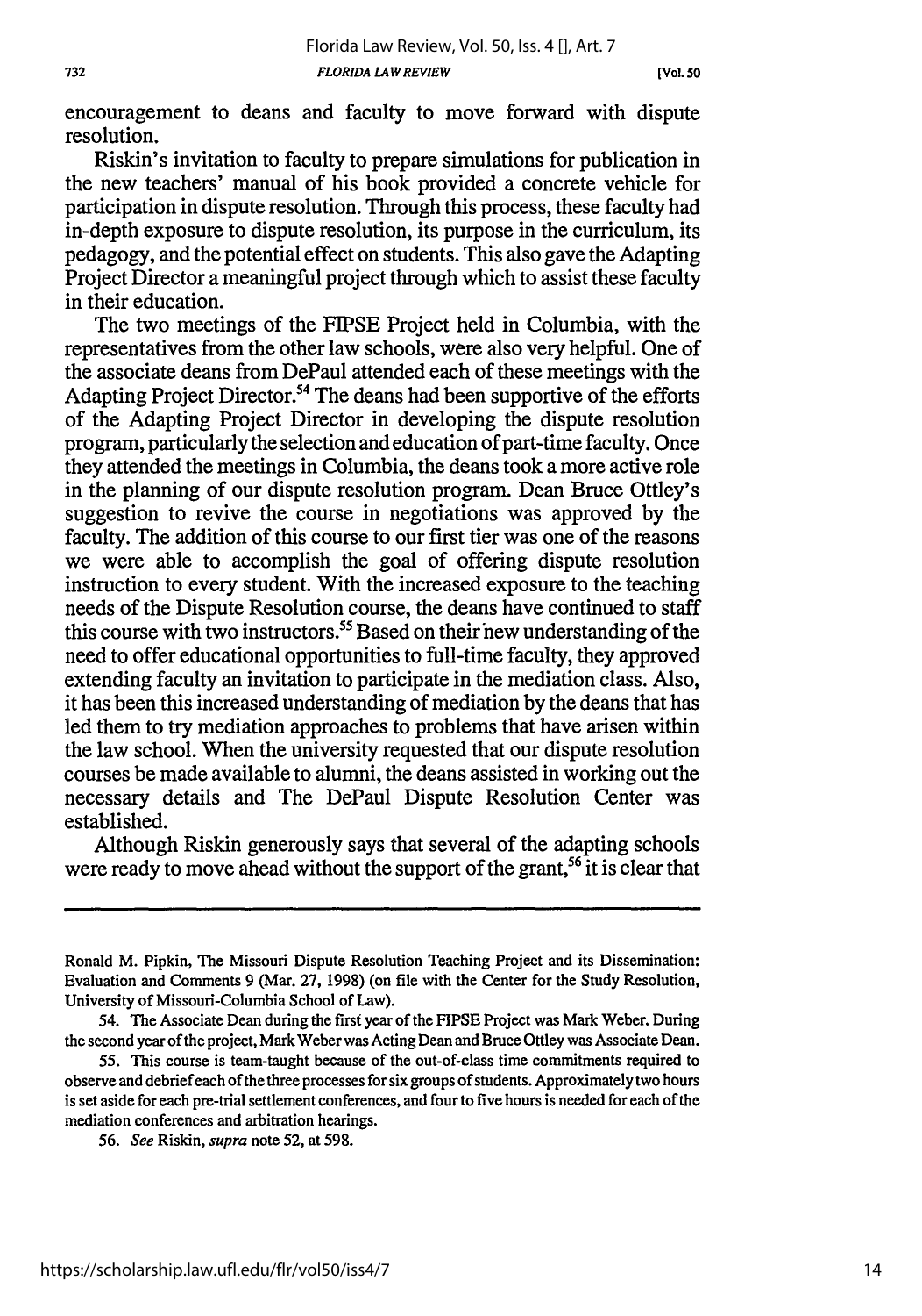encouragement to deans and faculty to move forward with dispute resolution.

Riskin's invitation to faculty to prepare simulations for publication in the new teachers' manual of his book provided a concrete vehicle for participation in dispute resolution. Through this process, these faculty had in-depth exposure to dispute resolution, its purpose in the curriculum, its pedagogy, and the potential effect on students. This also gave the Adapting Project Director a meaningful project through which to assist these faculty in their education.

The two meetings of the FIPSE Project held in Columbia, with the representatives from the other law schools, were also very helpful. One of the associate deans from DePaul attended each of these meetings with the Adapting Project Director.[54] The deans had been supportive of the efforts of the Adapting Project Director in developing the dispute resolution program, particularly the selection and education of part-time faculty. Once they attended the meetings in Columbia, the deans took a more active role in the planning of our dispute resolution program. Dean Bruce Ottley's suggestion to revive the course in negotiations was approved by the faculty. The addition of this course to our first tier was one of the reasons we were able to accomplish the goal of offering dispute resolution instruction to every student. With the increased exposure to the teaching needs of the Dispute Resolution course, the deans have continued to staff this course with two instructors.[55] Based on their new understanding of the need to offer educational opportunities to full-time faculty, they approved extending faculty an invitation to participate in the mediation class. Also, it has been this increased understanding of mediation by the deans that has led them to try mediation approaches to problems that have arisen within the law school. When the university requested that our dispute resolution courses be made available to alumni, the deans assisted in working out the necessary details and The DePaul Dispute Resolution Center was established.

Although Riskin generously says that several of the adapting schools were ready to move ahead without the support of the grant,[56] it is clear that

---

Ronald M. Pipkin, The Missouri Dispute Resolution Teaching Project and its Dissemination: Evaluation and Comments 9 (Mar. 27, 1998) (on file with the Center for the Study Resolution, University of Missouri-Columbia School of Law).

54. The Associate Dean during the first year of the FIPSE Project was Mark Weber. During the second year of the project, Mark Weber was Acting Dean and Bruce Ottley was Associate Dean.

55. This course is team-taught because of the out-of-class time commitments required to observe and debrief each of the three processes for six groups of students. Approximately two hours is set aside for each pre-trial settlement conferences, and four to five hours is needed for each of the mediation conferences and arbitration hearings.

56. *See* Riskin, *supra* note 52, at 598.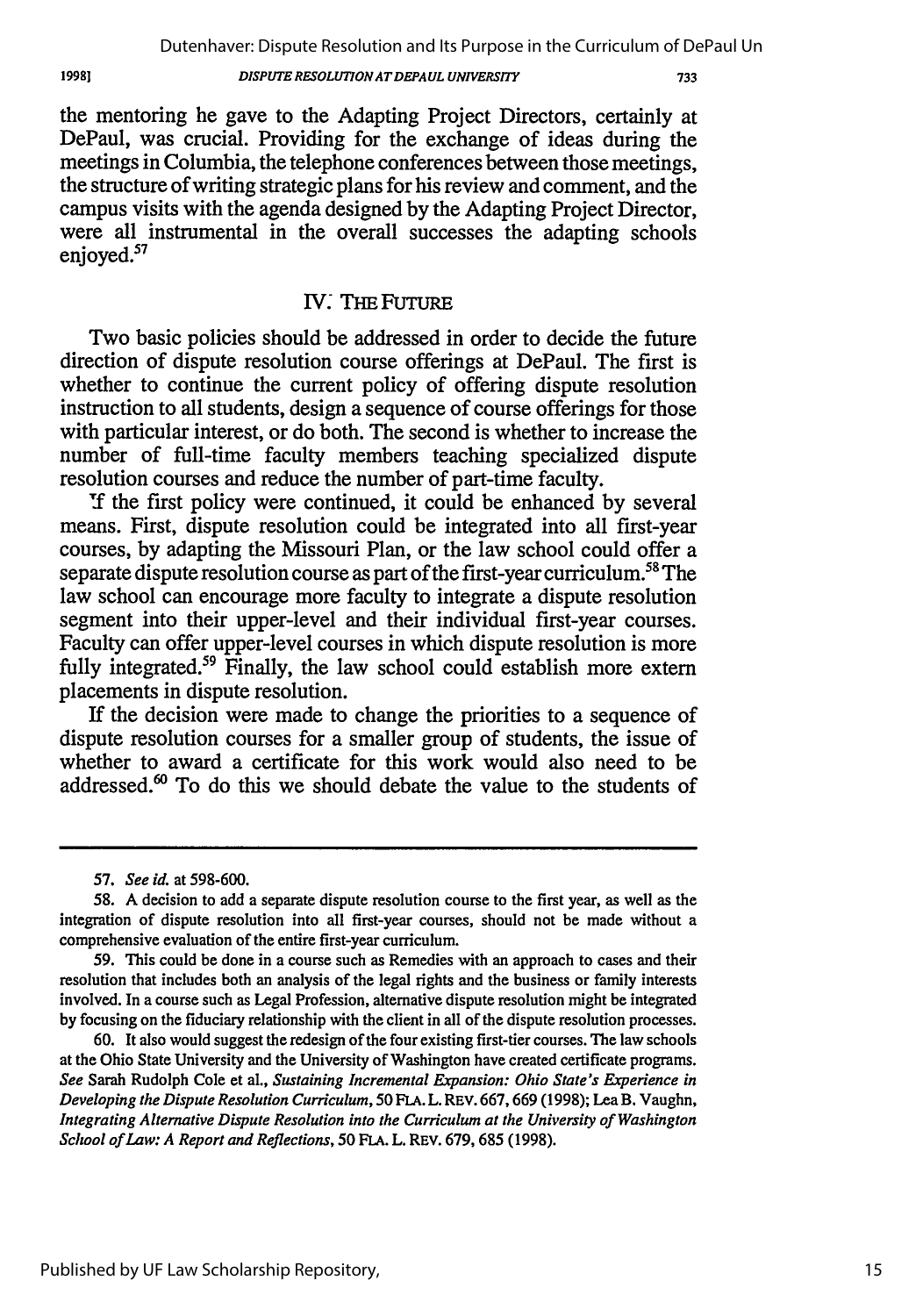the mentoring he gave to the Adapting Project Directors, certainly at DePaul, was crucial. Providing for the exchange of ideas during the meetings in Columbia, the telephone conferences between those meetings, the structure of writing strategic plans for his review and comment, and the campus visits with the agenda designed by the Adapting Project Director, were all instrumental in the overall successes the adapting schools enjoyed.[57]

## IV. THE FUTURE

Two basic policies should be addressed in order to decide the future direction of dispute resolution course offerings at DePaul. The first is whether to continue the current policy of offering dispute resolution instruction to all students, design a sequence of course offerings for those with particular interest, or do both. The second is whether to increase the number of full-time faculty members teaching specialized dispute resolution courses and reduce the number of part-time faculty.

If the first policy were continued, it could be enhanced by several means. First, dispute resolution could be integrated into all first-year courses, by adapting the Missouri Plan, or the law school could offer a separate dispute resolution course as part of the first-year curriculum.[58] The law school can encourage more faculty to integrate a dispute resolution segment into their upper-level and their individual first-year courses. Faculty can offer upper-level courses in which dispute resolution is more fully integrated.[59] Finally, the law school could establish more extern placements in dispute resolution.

If the decision were made to change the priorities to a sequence of dispute resolution courses for a smaller group of students, the issue of whether to award a certificate for this work would also need to be addressed.[60] To do this we should debate the value to the students of

---

57. *See id.* at 598-600.

58. A decision to add a separate dispute resolution course to the first year, as well as the integration of dispute resolution into all first-year courses, should not be made without a comprehensive evaluation of the entire first-year curriculum.

59. This could be done in a course such as Remedies with an approach to cases and their resolution that includes both an analysis of the legal rights and the business or family interests involved. In a course such as Legal Profession, alternative dispute resolution might be integrated by focusing on the fiduciary relationship with the client in all of the dispute resolution processes.

60. It also would suggest the redesign of the four existing first-tier courses. The law schools at the Ohio State University and the University of Washington have created certificate programs. *See* Sarah Rudolph Cole et al., *Sustaining Incremental Expansion: Ohio State's Experience in Developing the Dispute Resolution Curriculum*, 50 FLA. L. REV. 667, 669 (1998); Lea B. Vaughn, *Integrating Alternative Dispute Resolution into the Curriculum at the University of Washington School of Law: A Report and Reflections*, 50 FLA. L. REV. 679, 685 (1998).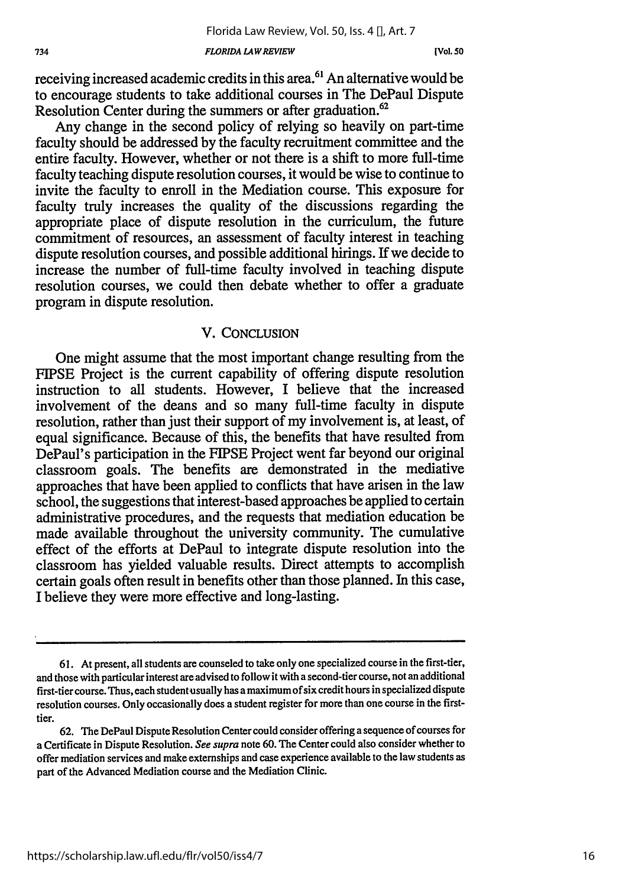receiving increased academic credits in this area.[61] An alternative would be to encourage students to take additional courses in The DePaul Dispute Resolution Center during the summers or after graduation.[62]

Any change in the second policy of relying so heavily on part-time faculty should be addressed by the faculty recruitment committee and the entire faculty. However, whether or not there is a shift to more full-time faculty teaching dispute resolution courses, it would be wise to continue to invite the faculty to enroll in the Mediation course. This exposure for faculty truly increases the quality of the discussions regarding the appropriate place of dispute resolution in the curriculum, the future commitment of resources, an assessment of faculty interest in teaching dispute resolution courses, and possible additional hirings. If we decide to increase the number of full-time faculty involved in teaching dispute resolution courses, we could then debate whether to offer a graduate program in dispute resolution.

## V. CONCLUSION

One might assume that the most important change resulting from the FIPSE Project is the current capability of offering dispute resolution instruction to all students. However, I believe that the increased involvement of the deans and so many full-time faculty in dispute resolution, rather than just their support of my involvement is, at least, of equal significance. Because of this, the benefits that have resulted from DePaul's participation in the FIPSE Project went far beyond our original classroom goals. The benefits are demonstrated in the mediative approaches that have been applied to conflicts that have arisen in the law school, the suggestions that interest-based approaches be applied to certain administrative procedures, and the requests that mediation education be made available throughout the university community. The cumulative effect of the efforts at DePaul to integrate dispute resolution into the classroom has yielded valuable results. Direct attempts to accomplish certain goals often result in benefits other than those planned. In this case, I believe they were more effective and long-lasting.

---

61. At present, all students are counseled to take only one specialized course in the first-tier, and those with particular interest are advised to follow it with a second-tier course, not an additional first-tier course. Thus, each student usually has a maximum of six credit hours in specialized dispute resolution courses. Only occasionally does a student register for more than one course in the first-tier.

62. The DePaul Dispute Resolution Center could consider offering a sequence of courses for a Certificate in Dispute Resolution. *See supra* note 60. The Center could also consider whether to offer mediation services and make externships and case experience available to the law students as part of the Advanced Mediation course and the Mediation Clinic.